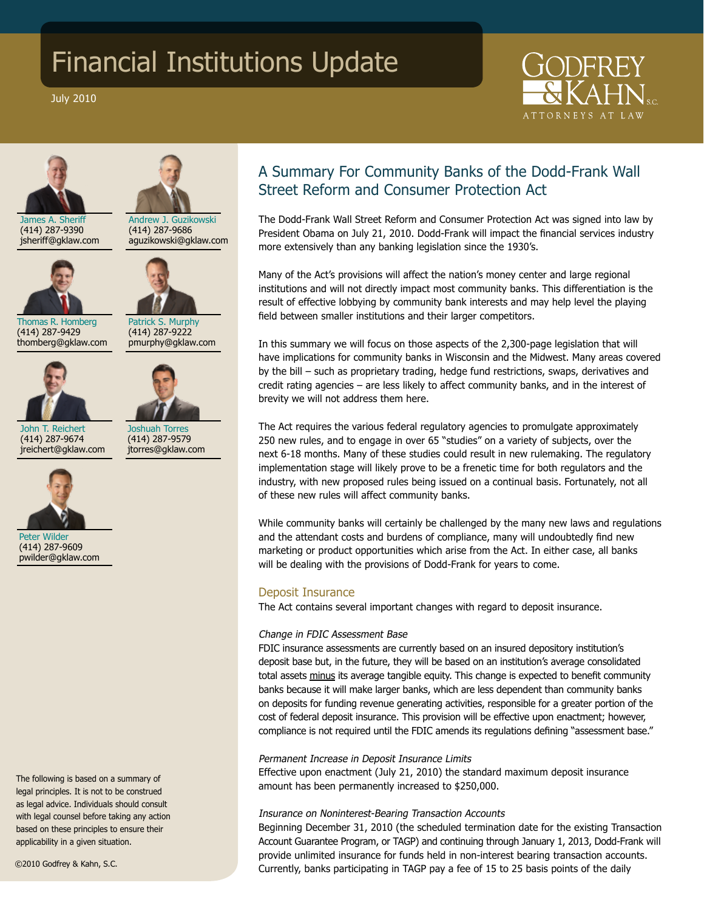# Financial Institutions Update

July 2010

GODFREY & KAHN S.C.
ATTORNEYS AT LAW

James A. Sheriff
(414) 287-9390
jsheriff@gklaw.com

Andrew J. Guzikowski
(414) 287-9686
aguzikowski@gklaw.com

Thomas R. Homberg
(414) 287-9429
thomberg@gklaw.com

Patrick S. Murphy
(414) 287-9222
pmurphy@gklaw.com

John T. Reichert
(414) 287-9674
jreichert@gklaw.com

Joshuah Torres
(414) 287-9579
jtorres@gklaw.com

Peter Wilder
(414) 287-9609
pwilder@gklaw.com

The following is based on a summary of legal principles. It is not to be construed as legal advice. Individuals should consult with legal counsel before taking any action based on these principles to ensure their applicability in a given situation.

©2010 Godfrey & Kahn, S.C.

## A Summary For Community Banks of the Dodd-Frank Wall Street Reform and Consumer Protection Act

The Dodd-Frank Wall Street Reform and Consumer Protection Act was signed into law by President Obama on July 21, 2010. Dodd-Frank will impact the financial services industry more extensively than any banking legislation since the 1930's.

Many of the Act's provisions will affect the nation's money center and large regional institutions and will not directly impact most community banks. This differentiation is the result of effective lobbying by community bank interests and may help level the playing field between smaller institutions and their larger competitors.

In this summary we will focus on those aspects of the 2,300-page legislation that will have implications for community banks in Wisconsin and the Midwest. Many areas covered by the bill – such as proprietary trading, hedge fund restrictions, swaps, derivatives and credit rating agencies – are less likely to affect community banks, and in the interest of brevity we will not address them here.

The Act requires the various federal regulatory agencies to promulgate approximately 250 new rules, and to engage in over 65 "studies" on a variety of subjects, over the next 6-18 months. Many of these studies could result in new rulemaking. The regulatory implementation stage will likely prove to be a frenetic time for both regulators and the industry, with new proposed rules being issued on a continual basis. Fortunately, not all of these new rules will affect community banks.

While community banks will certainly be challenged by the many new laws and regulations and the attendant costs and burdens of compliance, many will undoubtedly find new marketing or product opportunities which arise from the Act. In either case, all banks will be dealing with the provisions of Dodd-Frank for years to come.

### Deposit Insurance

The Act contains several important changes with regard to deposit insurance.

*Change in FDIC Assessment Base*

FDIC insurance assessments are currently based on an insured depository institution's deposit base but, in the future, they will be based on an institution's average consolidated total assets minus its average tangible equity. This change is expected to benefit community banks because it will make larger banks, which are less dependent than community banks on deposits for funding revenue generating activities, responsible for a greater portion of the cost of federal deposit insurance. This provision will be effective upon enactment; however, compliance is not required until the FDIC amends its regulations defining "assessment base."

*Permanent Increase in Deposit Insurance Limits*

Effective upon enactment (July 21, 2010) the standard maximum deposit insurance amount has been permanently increased to $250,000.

*Insurance on Noninterest-Bearing Transaction Accounts*

Beginning December 31, 2010 (the scheduled termination date for the existing Transaction Account Guarantee Program, or TAGP) and continuing through January 1, 2013, Dodd-Frank will provide unlimited insurance for funds held in non-interest bearing transaction accounts. Currently, banks participating in TAGP pay a fee of 15 to 25 basis points of the daily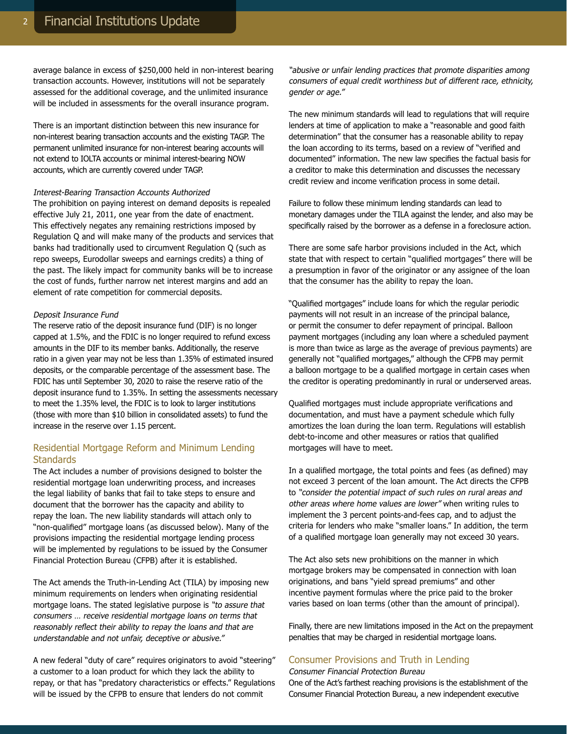average balance in excess of $250,000 held in non-interest bearing transaction accounts. However, institutions will not be separately assessed for the additional coverage, and the unlimited insurance will be included in assessments for the overall insurance program.

There is an important distinction between this new insurance for non-interest bearing transaction accounts and the existing TAGP. The permanent unlimited insurance for non-interest bearing accounts will not extend to IOLTA accounts or minimal interest-bearing NOW accounts, which are currently covered under TAGP.

*Interest-Bearing Transaction Accounts Authorized*

The prohibition on paying interest on demand deposits is repealed effective July 21, 2011, one year from the date of enactment. This effectively negates any remaining restrictions imposed by Regulation Q and will make many of the products and services that banks had traditionally used to circumvent Regulation Q (such as repo sweeps, Eurodollar sweeps and earnings credits) a thing of the past. The likely impact for community banks will be to increase the cost of funds, further narrow net interest margins and add an element of rate competition for commercial deposits.

*Deposit Insurance Fund*

The reserve ratio of the deposit insurance fund (DIF) is no longer capped at 1.5%, and the FDIC is no longer required to refund excess amounts in the DIF to its member banks. Additionally, the reserve ratio in a given year may not be less than 1.35% of estimated insured deposits, or the comparable percentage of the assessment base. The FDIC has until September 30, 2020 to raise the reserve ratio of the deposit insurance fund to 1.35%. In setting the assessments necessary to meet the 1.35% level, the FDIC is to look to larger institutions (those with more than $10 billion in consolidated assets) to fund the increase in the reserve over 1.15 percent.

## Residential Mortgage Reform and Minimum Lending Standards

The Act includes a number of provisions designed to bolster the residential mortgage loan underwriting process, and increases the legal liability of banks that fail to take steps to ensure and document that the borrower has the capacity and ability to repay the loan. The new liability standards will attach only to "non-qualified" mortgage loans (as discussed below). Many of the provisions impacting the residential mortgage lending process will be implemented by regulations to be issued by the Consumer Financial Protection Bureau (CFPB) after it is established.

The Act amends the Truth-in-Lending Act (TILA) by imposing new minimum requirements on lenders when originating residential mortgage loans. The stated legislative purpose is *"to assure that consumers … receive residential mortgage loans on terms that reasonably reflect their ability to repay the loans and that are understandable and not unfair, deceptive or abusive."*

A new federal "duty of care" requires originators to avoid "steering" a customer to a loan product for which they lack the ability to repay, or that has "predatory characteristics or effects." Regulations will be issued by the CFPB to ensure that lenders do not commit *"abusive or unfair lending practices that promote disparities among consumers of equal credit worthiness but of different race, ethnicity, gender or age."*

The new minimum standards will lead to regulations that will require lenders at time of application to make a "reasonable and good faith determination" that the consumer has a reasonable ability to repay the loan according to its terms, based on a review of "verified and documented" information. The new law specifies the factual basis for a creditor to make this determination and discusses the necessary credit review and income verification process in some detail.

Failure to follow these minimum lending standards can lead to monetary damages under the TILA against the lender, and also may be specifically raised by the borrower as a defense in a foreclosure action.

There are some safe harbor provisions included in the Act, which state that with respect to certain "qualified mortgages" there will be a presumption in favor of the originator or any assignee of the loan that the consumer has the ability to repay the loan.

"Qualified mortgages" include loans for which the regular periodic payments will not result in an increase of the principal balance, or permit the consumer to defer repayment of principal. Balloon payment mortgages (including any loan where a scheduled payment is more than twice as large as the average of previous payments) are generally not "qualified mortgages," although the CFPB may permit a balloon mortgage to be a qualified mortgage in certain cases when the creditor is operating predominantly in rural or underserved areas.

Qualified mortgages must include appropriate verifications and documentation, and must have a payment schedule which fully amortizes the loan during the loan term. Regulations will establish debt-to-income and other measures or ratios that qualified mortgages will have to meet.

In a qualified mortgage, the total points and fees (as defined) may not exceed 3 percent of the loan amount. The Act directs the CFPB to *"consider the potential impact of such rules on rural areas and other areas where home values are lower"* when writing rules to implement the 3 percent points-and-fees cap, and to adjust the criteria for lenders who make "smaller loans." In addition, the term of a qualified mortgage loan generally may not exceed 30 years.

The Act also sets new prohibitions on the manner in which mortgage brokers may be compensated in connection with loan originations, and bans "yield spread premiums" and other incentive payment formulas where the price paid to the broker varies based on loan terms (other than the amount of principal).

Finally, there are new limitations imposed in the Act on the prepayment penalties that may be charged in residential mortgage loans.

## Consumer Provisions and Truth in Lending

*Consumer Financial Protection Bureau*

One of the Act's farthest reaching provisions is the establishment of the Consumer Financial Protection Bureau, a new independent executive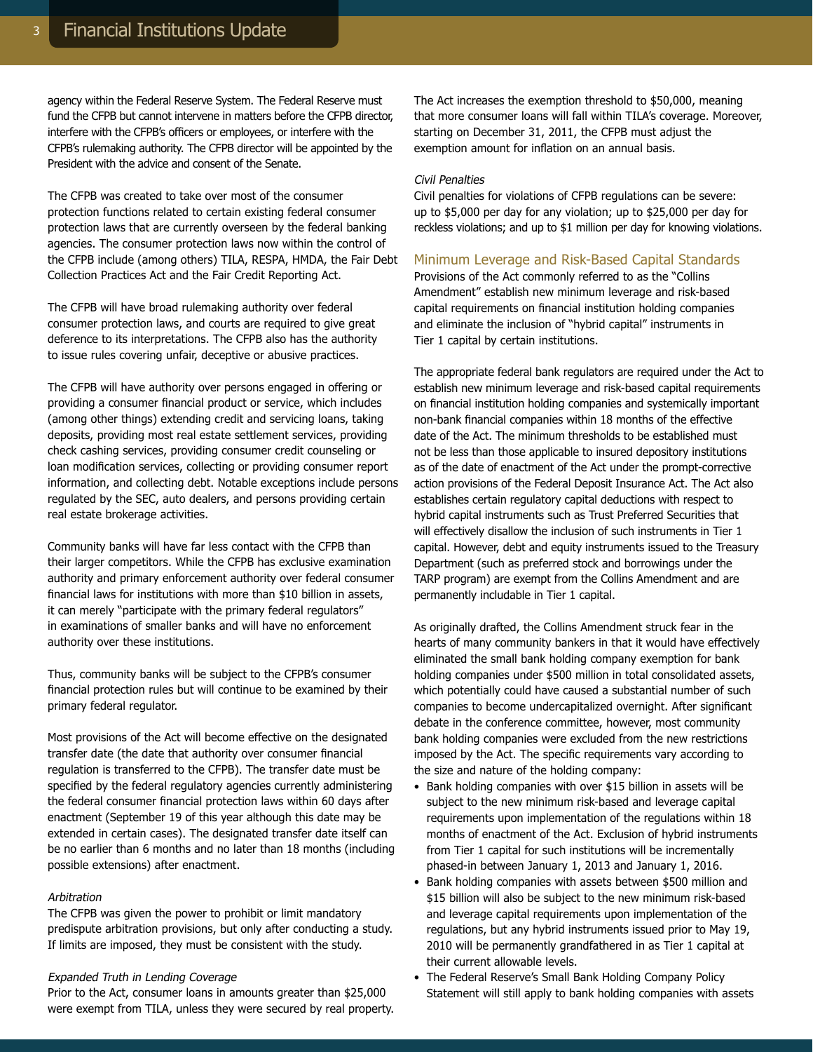agency within the Federal Reserve System. The Federal Reserve must fund the CFPB but cannot intervene in matters before the CFPB director, interfere with the CFPB's officers or employees, or interfere with the CFPB's rulemaking authority. The CFPB director will be appointed by the President with the advice and consent of the Senate.

The CFPB was created to take over most of the consumer protection functions related to certain existing federal consumer protection laws that are currently overseen by the federal banking agencies. The consumer protection laws now within the control of the CFPB include (among others) TILA, RESPA, HMDA, the Fair Debt Collection Practices Act and the Fair Credit Reporting Act.

The CFPB will have broad rulemaking authority over federal consumer protection laws, and courts are required to give great deference to its interpretations. The CFPB also has the authority to issue rules covering unfair, deceptive or abusive practices.

The CFPB will have authority over persons engaged in offering or providing a consumer financial product or service, which includes (among other things) extending credit and servicing loans, taking deposits, providing most real estate settlement services, providing check cashing services, providing consumer credit counseling or loan modification services, collecting or providing consumer report information, and collecting debt. Notable exceptions include persons regulated by the SEC, auto dealers, and persons providing certain real estate brokerage activities.

Community banks will have far less contact with the CFPB than their larger competitors. While the CFPB has exclusive examination authority and primary enforcement authority over federal consumer financial laws for institutions with more than $10 billion in assets, it can merely "participate with the primary federal regulators" in examinations of smaller banks and will have no enforcement authority over these institutions.

Thus, community banks will be subject to the CFPB's consumer financial protection rules but will continue to be examined by their primary federal regulator.

Most provisions of the Act will become effective on the designated transfer date (the date that authority over consumer financial regulation is transferred to the CFPB). The transfer date must be specified by the federal regulatory agencies currently administering the federal consumer financial protection laws within 60 days after enactment (September 19 of this year although this date may be extended in certain cases). The designated transfer date itself can be no earlier than 6 months and no later than 18 months (including possible extensions) after enactment.

*Arbitration*

The CFPB was given the power to prohibit or limit mandatory predispute arbitration provisions, but only after conducting a study. If limits are imposed, they must be consistent with the study.

*Expanded Truth in Lending Coverage*

Prior to the Act, consumer loans in amounts greater than $25,000 were exempt from TILA, unless they were secured by real property. The Act increases the exemption threshold to $50,000, meaning that more consumer loans will fall within TILA's coverage. Moreover, starting on December 31, 2011, the CFPB must adjust the exemption amount for inflation on an annual basis.

*Civil Penalties*

Civil penalties for violations of CFPB regulations can be severe: up to $5,000 per day for any violation; up to $25,000 per day for reckless violations; and up to $1 million per day for knowing violations.

## Minimum Leverage and Risk-Based Capital Standards

Provisions of the Act commonly referred to as the "Collins Amendment" establish new minimum leverage and risk-based capital requirements on financial institution holding companies and eliminate the inclusion of "hybrid capital" instruments in Tier 1 capital by certain institutions.

The appropriate federal bank regulators are required under the Act to establish new minimum leverage and risk-based capital requirements on financial institution holding companies and systemically important non-bank financial companies within 18 months of the effective date of the Act. The minimum thresholds to be established must not be less than those applicable to insured depository institutions as of the date of enactment of the Act under the prompt-corrective action provisions of the Federal Deposit Insurance Act. The Act also establishes certain regulatory capital deductions with respect to hybrid capital instruments such as Trust Preferred Securities that will effectively disallow the inclusion of such instruments in Tier 1 capital. However, debt and equity instruments issued to the Treasury Department (such as preferred stock and borrowings under the TARP program) are exempt from the Collins Amendment and are permanently includable in Tier 1 capital.

As originally drafted, the Collins Amendment struck fear in the hearts of many community bankers in that it would have effectively eliminated the small bank holding company exemption for bank holding companies under $500 million in total consolidated assets, which potentially could have caused a substantial number of such companies to become undercapitalized overnight. After significant debate in the conference committee, however, most community bank holding companies were excluded from the new restrictions imposed by the Act. The specific requirements vary according to the size and nature of the holding company:

- Bank holding companies with over $15 billion in assets will be subject to the new minimum risk-based and leverage capital requirements upon implementation of the regulations within 18 months of enactment of the Act. Exclusion of hybrid instruments from Tier 1 capital for such institutions will be incrementally phased-in between January 1, 2013 and January 1, 2016.
- Bank holding companies with assets between $500 million and $15 billion will also be subject to the new minimum risk-based and leverage capital requirements upon implementation of the regulations, but any hybrid instruments issued prior to May 19, 2010 will be permanently grandfathered in as Tier 1 capital at their current allowable levels.
- The Federal Reserve's Small Bank Holding Company Policy Statement will still apply to bank holding companies with assets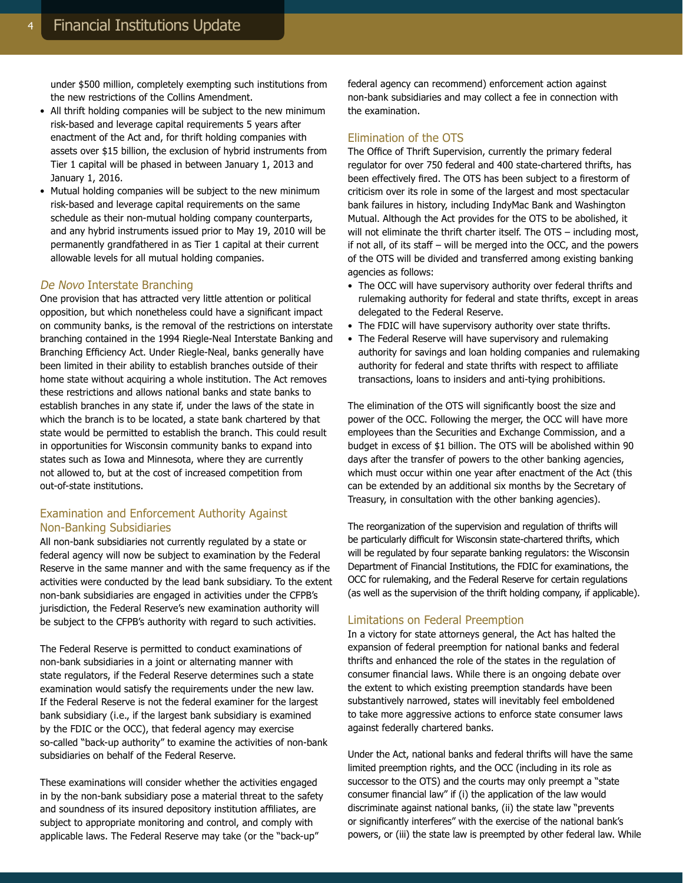under $500 million, completely exempting such institutions from the new restrictions of the Collins Amendment.

- All thrift holding companies will be subject to the new minimum risk-based and leverage capital requirements 5 years after enactment of the Act and, for thrift holding companies with assets over $15 billion, the exclusion of hybrid instruments from Tier 1 capital will be phased in between January 1, 2013 and January 1, 2016.
- Mutual holding companies will be subject to the new minimum risk-based and leverage capital requirements on the same schedule as their non-mutual holding company counterparts, and any hybrid instruments issued prior to May 19, 2010 will be permanently grandfathered in as Tier 1 capital at their current allowable levels for all mutual holding companies.

## *De Novo* Interstate Branching

One provision that has attracted very little attention or political opposition, but which nonetheless could have a significant impact on community banks, is the removal of the restrictions on interstate branching contained in the 1994 Riegle-Neal Interstate Banking and Branching Efficiency Act. Under Riegle-Neal, banks generally have been limited in their ability to establish branches outside of their home state without acquiring a whole institution. The Act removes these restrictions and allows national banks and state banks to establish branches in any state if, under the laws of the state in which the branch is to be located, a state bank chartered by that state would be permitted to establish the branch. This could result in opportunities for Wisconsin community banks to expand into states such as Iowa and Minnesota, where they are currently not allowed to, but at the cost of increased competition from out-of-state institutions.

## Examination and Enforcement Authority Against Non-Banking Subsidiaries

All non-bank subsidiaries not currently regulated by a state or federal agency will now be subject to examination by the Federal Reserve in the same manner and with the same frequency as if the activities were conducted by the lead bank subsidiary. To the extent non-bank subsidiaries are engaged in activities under the CFPB's jurisdiction, the Federal Reserve's new examination authority will be subject to the CFPB's authority with regard to such activities.

The Federal Reserve is permitted to conduct examinations of non-bank subsidiaries in a joint or alternating manner with state regulators, if the Federal Reserve determines such a state examination would satisfy the requirements under the new law. If the Federal Reserve is not the federal examiner for the largest bank subsidiary (i.e., if the largest bank subsidiary is examined by the FDIC or the OCC), that federal agency may exercise so-called "back-up authority" to examine the activities of non-bank subsidiaries on behalf of the Federal Reserve.

These examinations will consider whether the activities engaged in by the non-bank subsidiary pose a material threat to the safety and soundness of its insured depository institution affiliates, are subject to appropriate monitoring and control, and comply with applicable laws. The Federal Reserve may take (or the "back-up" federal agency can recommend) enforcement action against non-bank subsidiaries and may collect a fee in connection with the examination.

## Elimination of the OTS

The Office of Thrift Supervision, currently the primary federal regulator for over 750 federal and 400 state-chartered thrifts, has been effectively fired. The OTS has been subject to a firestorm of criticism over its role in some of the largest and most spectacular bank failures in history, including IndyMac Bank and Washington Mutual. Although the Act provides for the OTS to be abolished, it will not eliminate the thrift charter itself. The OTS – including most, if not all, of its staff – will be merged into the OCC, and the powers of the OTS will be divided and transferred among existing banking agencies as follows:

- The OCC will have supervisory authority over federal thrifts and rulemaking authority for federal and state thrifts, except in areas delegated to the Federal Reserve.
- The FDIC will have supervisory authority over state thrifts.
- The Federal Reserve will have supervisory and rulemaking authority for savings and loan holding companies and rulemaking authority for federal and state thrifts with respect to affiliate transactions, loans to insiders and anti-tying prohibitions.

The elimination of the OTS will significantly boost the size and power of the OCC. Following the merger, the OCC will have more employees than the Securities and Exchange Commission, and a budget in excess of $1 billion. The OTS will be abolished within 90 days after the transfer of powers to the other banking agencies, which must occur within one year after enactment of the Act (this can be extended by an additional six months by the Secretary of Treasury, in consultation with the other banking agencies).

The reorganization of the supervision and regulation of thrifts will be particularly difficult for Wisconsin state-chartered thrifts, which will be regulated by four separate banking regulators: the Wisconsin Department of Financial Institutions, the FDIC for examinations, the OCC for rulemaking, and the Federal Reserve for certain regulations (as well as the supervision of the thrift holding company, if applicable).

## Limitations on Federal Preemption

In a victory for state attorneys general, the Act has halted the expansion of federal preemption for national banks and federal thrifts and enhanced the role of the states in the regulation of consumer financial laws. While there is an ongoing debate over the extent to which existing preemption standards have been substantively narrowed, states will inevitably feel emboldened to take more aggressive actions to enforce state consumer laws against federally chartered banks.

Under the Act, national banks and federal thrifts will have the same limited preemption rights, and the OCC (including in its role as successor to the OTS) and the courts may only preempt a "state consumer financial law" if (i) the application of the law would discriminate against national banks, (ii) the state law "prevents or significantly interferes" with the exercise of the national bank's powers, or (iii) the state law is preempted by other federal law. While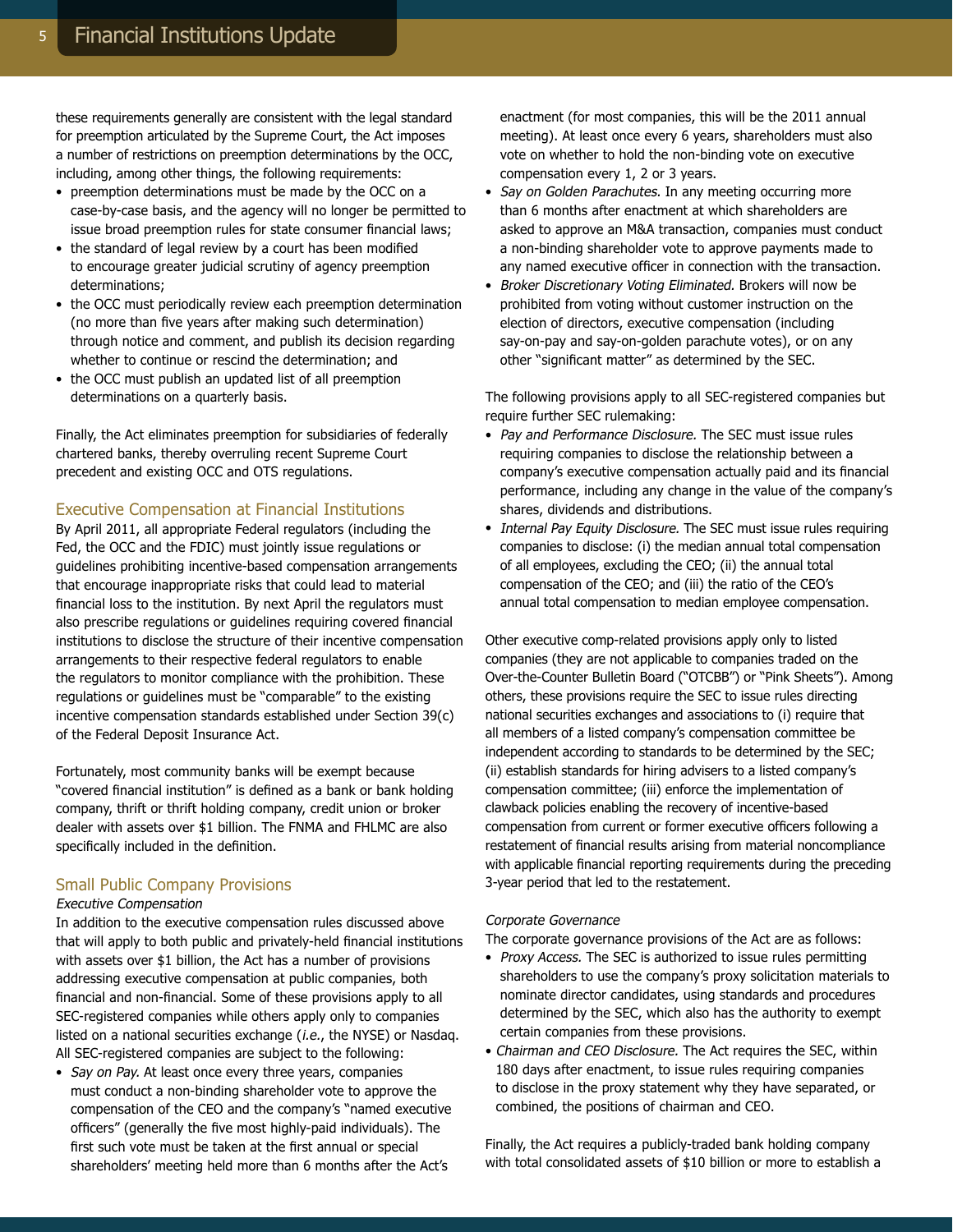these requirements generally are consistent with the legal standard for preemption articulated by the Supreme Court, the Act imposes a number of restrictions on preemption determinations by the OCC, including, among other things, the following requirements:

- preemption determinations must be made by the OCC on a case-by-case basis, and the agency will no longer be permitted to issue broad preemption rules for state consumer financial laws;
- the standard of legal review by a court has been modified to encourage greater judicial scrutiny of agency preemption determinations;
- the OCC must periodically review each preemption determination (no more than five years after making such determination) through notice and comment, and publish its decision regarding whether to continue or rescind the determination; and
- the OCC must publish an updated list of all preemption determinations on a quarterly basis.

Finally, the Act eliminates preemption for subsidiaries of federally chartered banks, thereby overruling recent Supreme Court precedent and existing OCC and OTS regulations.

## Executive Compensation at Financial Institutions

By April 2011, all appropriate Federal regulators (including the Fed, the OCC and the FDIC) must jointly issue regulations or guidelines prohibiting incentive-based compensation arrangements that encourage inappropriate risks that could lead to material financial loss to the institution. By next April the regulators must also prescribe regulations or guidelines requiring covered financial institutions to disclose the structure of their incentive compensation arrangements to their respective federal regulators to enable the regulators to monitor compliance with the prohibition. These regulations or guidelines must be "comparable" to the existing incentive compensation standards established under Section 39(c) of the Federal Deposit Insurance Act.

Fortunately, most community banks will be exempt because "covered financial institution" is defined as a bank or bank holding company, thrift or thrift holding company, credit union or broker dealer with assets over $1 billion. The FNMA and FHLMC are also specifically included in the definition.

## Small Public Company Provisions

*Executive Compensation*

In addition to the executive compensation rules discussed above that will apply to both public and privately-held financial institutions with assets over $1 billion, the Act has a number of provisions addressing executive compensation at public companies, both financial and non-financial. Some of these provisions apply to all SEC-registered companies while others apply only to companies listed on a national securities exchange (*i.e.*, the NYSE) or Nasdaq. All SEC-registered companies are subject to the following:

- *Say on Pay.* At least once every three years, companies must conduct a non-binding shareholder vote to approve the compensation of the CEO and the company's "named executive officers" (generally the five most highly-paid individuals). The first such vote must be taken at the first annual or special shareholders' meeting held more than 6 months after the Act's enactment (for most companies, this will be the 2011 annual meeting). At least once every 6 years, shareholders must also vote on whether to hold the non-binding vote on executive compensation every 1, 2 or 3 years.
- *Say on Golden Parachutes.* In any meeting occurring more than 6 months after enactment at which shareholders are asked to approve an M&A transaction, companies must conduct a non-binding shareholder vote to approve payments made to any named executive officer in connection with the transaction.
- *Broker Discretionary Voting Eliminated.* Brokers will now be prohibited from voting without customer instruction on the election of directors, executive compensation (including say-on-pay and say-on-golden parachute votes), or on any other "significant matter" as determined by the SEC.

The following provisions apply to all SEC-registered companies but require further SEC rulemaking:

- *Pay and Performance Disclosure.* The SEC must issue rules requiring companies to disclose the relationship between a company's executive compensation actually paid and its financial performance, including any change in the value of the company's shares, dividends and distributions.
- *Internal Pay Equity Disclosure.* The SEC must issue rules requiring companies to disclose: (i) the median annual total compensation of all employees, excluding the CEO; (ii) the annual total compensation of the CEO; and (iii) the ratio of the CEO's annual total compensation to median employee compensation.

Other executive comp-related provisions apply only to listed companies (they are not applicable to companies traded on the Over-the-Counter Bulletin Board ("OTCBB") or "Pink Sheets"). Among others, these provisions require the SEC to issue rules directing national securities exchanges and associations to (i) require that all members of a listed company's compensation committee be independent according to standards to be determined by the SEC; (ii) establish standards for hiring advisers to a listed company's compensation committee; (iii) enforce the implementation of clawback policies enabling the recovery of incentive-based compensation from current or former executive officers following a restatement of financial results arising from material noncompliance with applicable financial reporting requirements during the preceding 3-year period that led to the restatement.

*Corporate Governance*

The corporate governance provisions of the Act are as follows:

- *Proxy Access.* The SEC is authorized to issue rules permitting shareholders to use the company's proxy solicitation materials to nominate director candidates, using standards and procedures determined by the SEC, which also has the authority to exempt certain companies from these provisions.
- *Chairman and CEO Disclosure.* The Act requires the SEC, within 180 days after enactment, to issue rules requiring companies to disclose in the proxy statement why they have separated, or combined, the positions of chairman and CEO.

Finally, the Act requires a publicly-traded bank holding company with total consolidated assets of $10 billion or more to establish a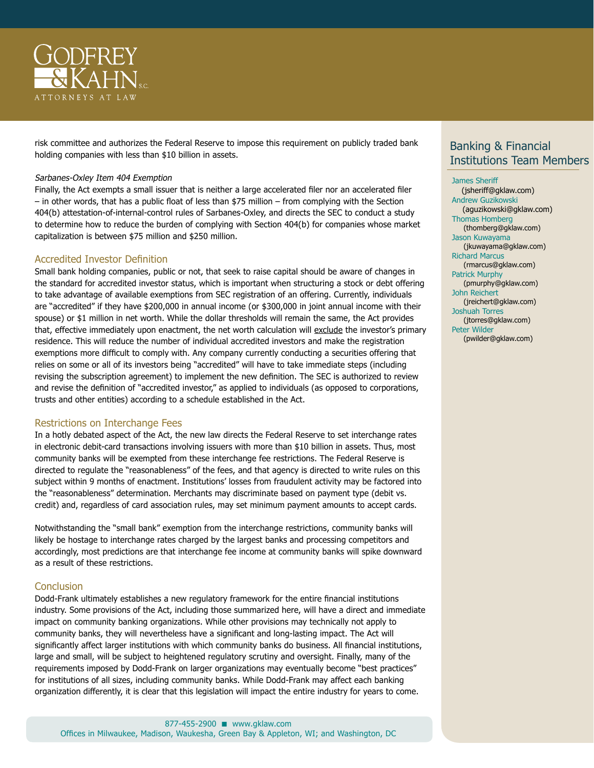risk committee and authorizes the Federal Reserve to impose this requirement on publicly traded bank holding companies with less than $10 billion in assets.

*Sarbanes-Oxley Item 404 Exemption*

Finally, the Act exempts a small issuer that is neither a large accelerated filer nor an accelerated filer – in other words, that has a public float of less than $75 million – from complying with the Section 404(b) attestation-of-internal-control rules of Sarbanes-Oxley, and directs the SEC to conduct a study to determine how to reduce the burden of complying with Section 404(b) for companies whose market capitalization is between $75 million and $250 million.

## Accredited Investor Definition

Small bank holding companies, public or not, that seek to raise capital should be aware of changes in the standard for accredited investor status, which is important when structuring a stock or debt offering to take advantage of available exemptions from SEC registration of an offering. Currently, individuals are "accredited" if they have $200,000 in annual income (or $300,000 in joint annual income with their spouse) or $1 million in net worth. While the dollar thresholds will remain the same, the Act provides that, effective immediately upon enactment, the net worth calculation will exclude the investor's primary residence. This will reduce the number of individual accredited investors and make the registration exemptions more difficult to comply with. Any company currently conducting a securities offering that relies on some or all of its investors being "accredited" will have to take immediate steps (including revising the subscription agreement) to implement the new definition. The SEC is authorized to review and revise the definition of "accredited investor," as applied to individuals (as opposed to corporations, trusts and other entities) according to a schedule established in the Act.

## Restrictions on Interchange Fees

In a hotly debated aspect of the Act, the new law directs the Federal Reserve to set interchange rates in electronic debit-card transactions involving issuers with more than $10 billion in assets. Thus, most community banks will be exempted from these interchange fee restrictions. The Federal Reserve is directed to regulate the "reasonableness" of the fees, and that agency is directed to write rules on this subject within 9 months of enactment. Institutions' losses from fraudulent activity may be factored into the "reasonableness" determination. Merchants may discriminate based on payment type (debit vs. credit) and, regardless of card association rules, may set minimum payment amounts to accept cards.

Notwithstanding the "small bank" exemption from the interchange restrictions, community banks will likely be hostage to interchange rates charged by the largest banks and processing competitors and accordingly, most predictions are that interchange fee income at community banks will spike downward as a result of these restrictions.

## Conclusion

Dodd-Frank ultimately establishes a new regulatory framework for the entire financial institutions industry. Some provisions of the Act, including those summarized here, will have a direct and immediate impact on community banking organizations. While other provisions may technically not apply to community banks, they will nevertheless have a significant and long-lasting impact. The Act will significantly affect larger institutions with which community banks do business. All financial institutions, large and small, will be subject to heightened regulatory scrutiny and oversight. Finally, many of the requirements imposed by Dodd-Frank on larger organizations may eventually become "best practices" for institutions of all sizes, including community banks. While Dodd-Frank may affect each banking organization differently, it is clear that this legislation will impact the entire industry for years to come.

## Banking & Financial Institutions Team Members

- James Sheriff (jsheriff@gklaw.com)
- Andrew Guzikowski (aguzikowski@gklaw.com)
- Thomas Homberg (thomberg@gklaw.com)
- Jason Kuwayama (jkuwayama@gklaw.com)
- Richard Marcus (rmarcus@gklaw.com)
- Patrick Murphy (pmurphy@gklaw.com)
- John Reichert (jreichert@gklaw.com)
- Joshuah Torres (jtorres@gklaw.com)
- Peter Wilder (pwilder@gklaw.com)

877-455-2900 ■ www.gklaw.com
Offices in Milwaukee, Madison, Waukesha, Green Bay & Appleton, WI; and Washington, DC